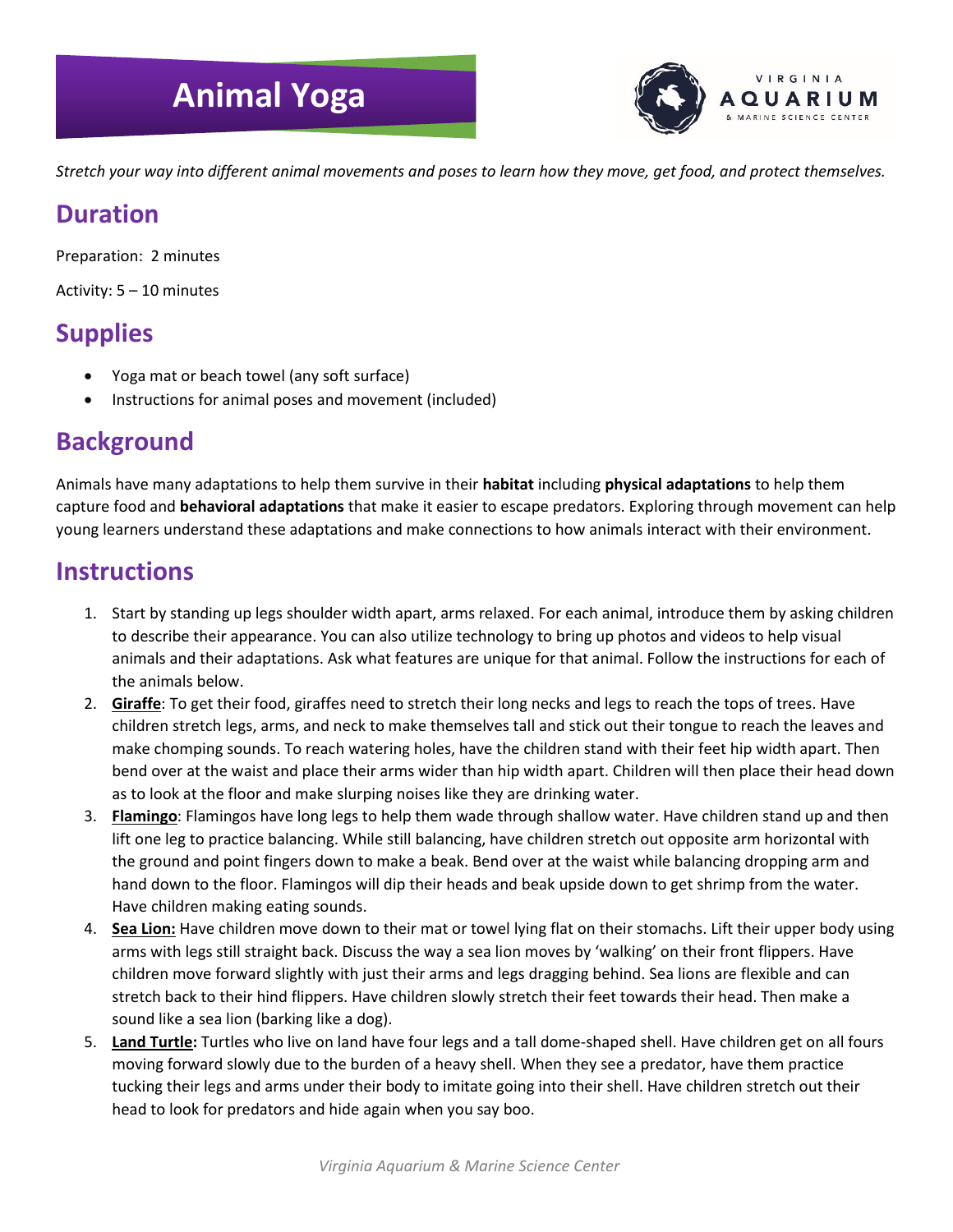# Animal Yoga

*Stretch your way into different animal movements and poses to learn how they move, get food, and protect themselves.*

## Duration

Preparation: 2 minutes

Activity: 5 – 10 minutes

## Supplies

- Yoga mat or beach towel (any soft surface)
- Instructions for animal poses and movement (included)

## Background

Animals have many adaptations to help them survive in their **habitat** including **physical adaptations** to help them capture food and **behavioral adaptations** that make it easier to escape predators. Exploring through movement can help young learners understand these adaptations and make connections to how animals interact with their environment.

## Instructions

1. Start by standing up legs shoulder width apart, arms relaxed. For each animal, introduce them by asking children to describe their appearance. You can also utilize technology to bring up photos and videos to help visual animals and their adaptations. Ask what features are unique for that animal. Follow the instructions for each of the animals below.
2. **Giraffe**: To get their food, giraffes need to stretch their long necks and legs to reach the tops of trees. Have children stretch legs, arms, and neck to make themselves tall and stick out their tongue to reach the leaves and make chomping sounds. To reach watering holes, have the children stand with their feet hip width apart. Then bend over at the waist and place their arms wider than hip width apart. Children will then place their head down as to look at the floor and make slurping noises like they are drinking water.
3. **Flamingo**: Flamingos have long legs to help them wade through shallow water. Have children stand up and then lift one leg to practice balancing. While still balancing, have children stretch out opposite arm horizontal with the ground and point fingers down to make a beak. Bend over at the waist while balancing dropping arm and hand down to the floor. Flamingos will dip their heads and beak upside down to get shrimp from the water. Have children making eating sounds.
4. **Sea Lion:** Have children move down to their mat or towel lying flat on their stomachs. Lift their upper body using arms with legs still straight back. Discuss the way a sea lion moves by 'walking' on their front flippers. Have children move forward slightly with just their arms and legs dragging behind. Sea lions are flexible and can stretch back to their hind flippers. Have children slowly stretch their feet towards their head. Then make a sound like a sea lion (barking like a dog).
5. **Land Turtle:** Turtles who live on land have four legs and a tall dome-shaped shell. Have children get on all fours moving forward slowly due to the burden of a heavy shell. When they see a predator, have them practice tucking their legs and arms under their body to imitate going into their shell. Have children stretch out their head to look for predators and hide again when you say boo.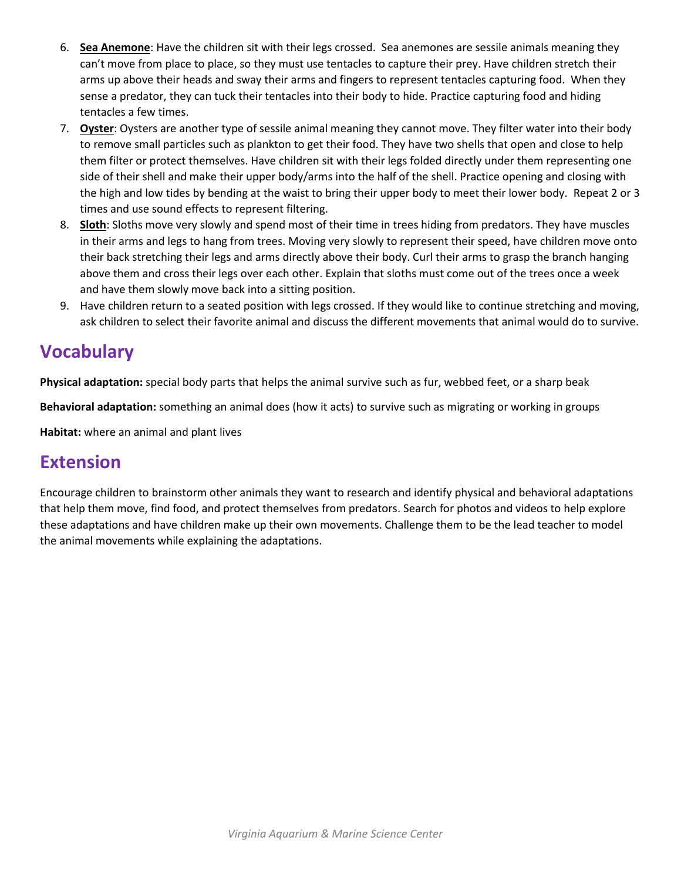6. **Sea Anemone**: Have the children sit with their legs crossed. Sea anemones are sessile animals meaning they can't move from place to place, so they must use tentacles to capture their prey. Have children stretch their arms up above their heads and sway their arms and fingers to represent tentacles capturing food. When they sense a predator, they can tuck their tentacles into their body to hide. Practice capturing food and hiding tentacles a few times.
7. **Oyster**: Oysters are another type of sessile animal meaning they cannot move. They filter water into their body to remove small particles such as plankton to get their food. They have two shells that open and close to help them filter or protect themselves. Have children sit with their legs folded directly under them representing one side of their shell and make their upper body/arms into the half of the shell. Practice opening and closing with the high and low tides by bending at the waist to bring their upper body to meet their lower body. Repeat 2 or 3 times and use sound effects to represent filtering.
8. **Sloth**: Sloths move very slowly and spend most of their time in trees hiding from predators. They have muscles in their arms and legs to hang from trees. Moving very slowly to represent their speed, have children move onto their back stretching their legs and arms directly above their body. Curl their arms to grasp the branch hanging above them and cross their legs over each other. Explain that sloths must come out of the trees once a week and have them slowly move back into a sitting position.
9. Have children return to a seated position with legs crossed. If they would like to continue stretching and moving, ask children to select their favorite animal and discuss the different movements that animal would do to survive.

## Vocabulary

**Physical adaptation:** special body parts that helps the animal survive such as fur, webbed feet, or a sharp beak

**Behavioral adaptation:** something an animal does (how it acts) to survive such as migrating or working in groups

**Habitat:** where an animal and plant lives

## Extension

Encourage children to brainstorm other animals they want to research and identify physical and behavioral adaptations that help them move, find food, and protect themselves from predators. Search for photos and videos to help explore these adaptations and have children make up their own movements. Challenge them to be the lead teacher to model the animal movements while explaining the adaptations.